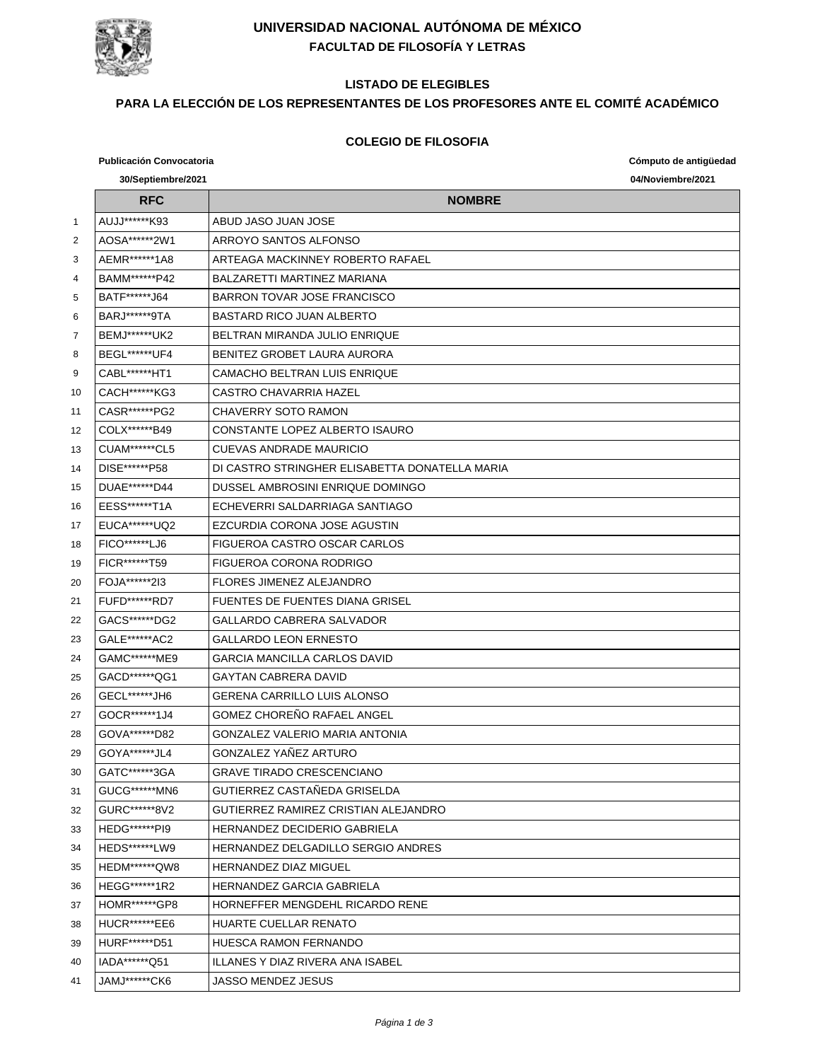# UNIVERSIDAD NACIONAL AUTÓNOMA DE MÉXICO

## FACULTAD DE FILOSOFÍA Y LETRAS

### LISTADO DE ELEGIBLES

### PARA LA ELECCIÓN DE LOS REPRESENTANTES DE LOS PROFESORES ANTE EL COMITÉ ACADÉMICO

### COLEGIO DE FILOSOFIA

**Publicación Convocatoria**
**30/Septiembre/2021**

**Cómputo de antigüedad**
**04/Noviembre/2021**

| | RFC | NOMBRE |
|---|---|---|
| 1 | AUJJ******K93 | ABUD JASO JUAN JOSE |
| 2 | AOSA******2W1 | ARROYO SANTOS ALFONSO |
| 3 | AEMR******1A8 | ARTEAGA MACKINNEY ROBERTO RAFAEL |
| 4 | BAMM******P42 | BALZARETTI MARTINEZ MARIANA |
| 5 | BATF******J64 | BARRON TOVAR JOSE FRANCISCO |
| 6 | BARJ******9TA | BASTARD RICO JUAN ALBERTO |
| 7 | BEMJ******UK2 | BELTRAN MIRANDA JULIO ENRIQUE |
| 8 | BEGL******UF4 | BENITEZ GROBET LAURA AURORA |
| 9 | CABL******HT1 | CAMACHO BELTRAN LUIS ENRIQUE |
| 10 | CACH******KG3 | CASTRO CHAVARRIA HAZEL |
| 11 | CASR******PG2 | CHAVERRY SOTO RAMON |
| 12 | COLX******B49 | CONSTANTE LOPEZ ALBERTO ISAURO |
| 13 | CUAM******CL5 | CUEVAS ANDRADE MAURICIO |
| 14 | DISE******P58 | DI CASTRO STRINGHER ELISABETTA DONATELLA MARIA |
| 15 | DUAE******D44 | DUSSEL AMBROSINI ENRIQUE DOMINGO |
| 16 | EESS******T1A | ECHEVERRI SALDARRIAGA SANTIAGO |
| 17 | EUCA******UQ2 | EZCURDIA CORONA JOSE AGUSTIN |
| 18 | FICO******LJ6 | FIGUEROA CASTRO OSCAR CARLOS |
| 19 | FICR******T59 | FIGUEROA CORONA RODRIGO |
| 20 | FOJA******2I3 | FLORES JIMENEZ ALEJANDRO |
| 21 | FUFD******RD7 | FUENTES DE FUENTES DIANA GRISEL |
| 22 | GACS******DG2 | GALLARDO CABRERA SALVADOR |
| 23 | GALE******AC2 | GALLARDO LEON ERNESTO |
| 24 | GAMC******ME9 | GARCIA MANCILLA CARLOS DAVID |
| 25 | GACD******QG1 | GAYTAN CABRERA DAVID |
| 26 | GECL******JH6 | GERENA CARRILLO LUIS ALONSO |
| 27 | GOCR******1J4 | GOMEZ CHOREÑO RAFAEL ANGEL |
| 28 | GOVA******D82 | GONZALEZ VALERIO MARIA ANTONIA |
| 29 | GOYA******JL4 | GONZALEZ YAÑEZ ARTURO |
| 30 | GATC******3GA | GRAVE TIRADO CRESCENCIANO |
| 31 | GUCG******MN6 | GUTIERREZ CASTAÑEDA GRISELDA |
| 32 | GURC******8V2 | GUTIERREZ RAMIREZ CRISTIAN ALEJANDRO |
| 33 | HEDG******PI9 | HERNANDEZ DECIDERIO GABRIELA |
| 34 | HEDS******LW9 | HERNANDEZ DELGADILLO SERGIO ANDRES |
| 35 | HEDM******QW8 | HERNANDEZ DIAZ MIGUEL |
| 36 | HEGG******1R2 | HERNANDEZ GARCIA GABRIELA |
| 37 | HOMR******GP8 | HORNEFFER MENGDEHL RICARDO RENE |
| 38 | HUCR******EE6 | HUARTE CUELLAR RENATO |
| 39 | HURF******D51 | HUESCA RAMON FERNANDO |
| 40 | IADA******Q51 | ILLANES Y DIAZ RIVERA ANA ISABEL |
| 41 | JAMJ******CK6 | JASSO MENDEZ JESUS |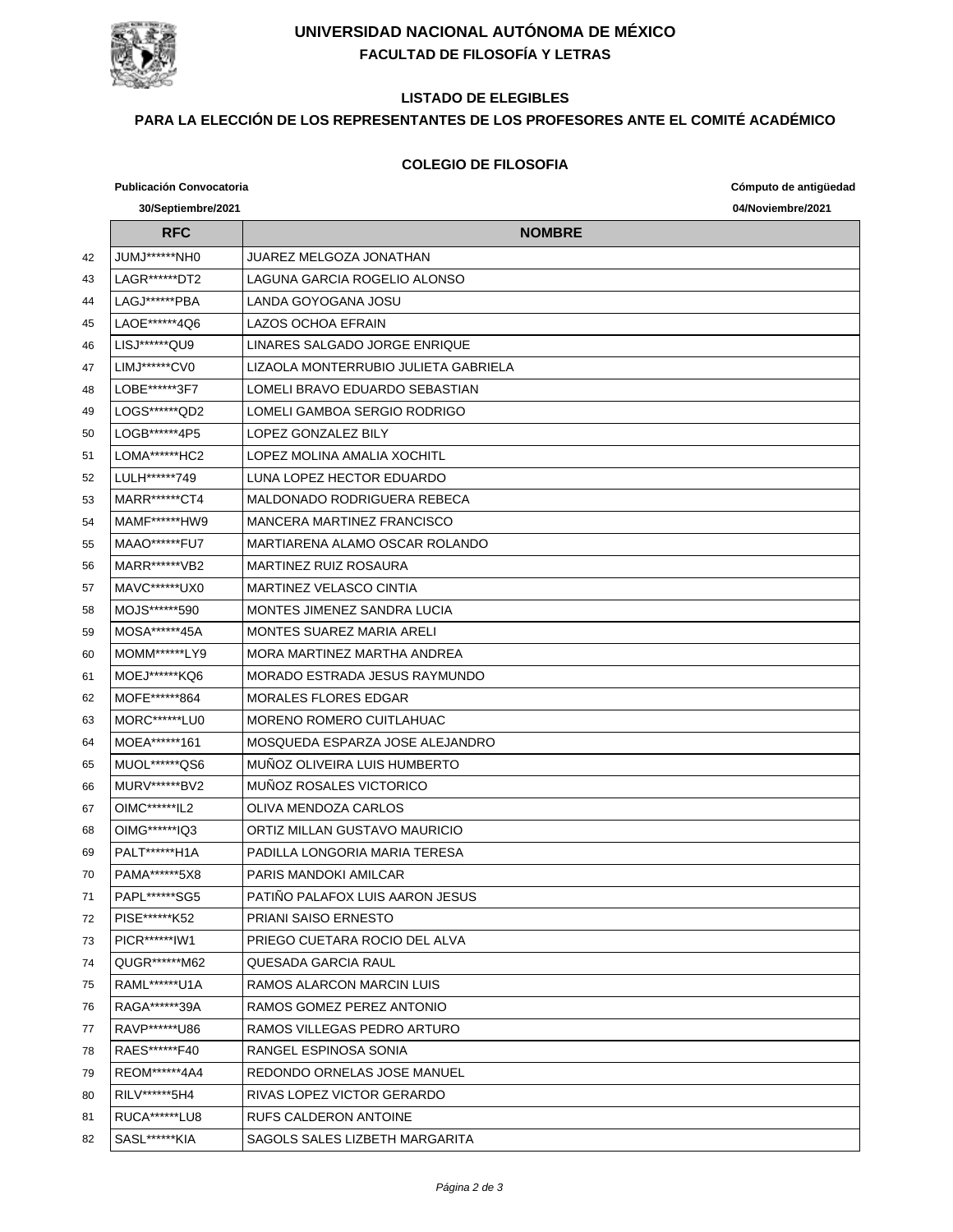# UNIVERSIDAD NACIONAL AUTÓNOMA DE MÉXICO

## FACULTAD DE FILOSOFÍA Y LETRAS

### LISTADO DE ELEGIBLES

### PARA LA ELECCIÓN DE LOS REPRESENTANTES DE LOS PROFESORES ANTE EL COMITÉ ACADÉMICO

### COLEGIO DE FILOSOFIA

**Publicación Convocatoria** 30/Septiembre/2021

**Cómputo de antigüedad** 04/Noviembre/2021

| | RFC | NOMBRE |
|---|---|---|
| 42 | JUMJ******NH0 | JUAREZ MELGOZA JONATHAN |
| 43 | LAGR******DT2 | LAGUNA GARCIA ROGELIO ALONSO |
| 44 | LAGJ******PBA | LANDA GOYOGANA JOSU |
| 45 | LAOE******4Q6 | LAZOS OCHOA EFRAIN |
| 46 | LISJ******QU9 | LINARES SALGADO JORGE ENRIQUE |
| 47 | LIMJ******CV0 | LIZAOLA MONTERRUBIO JULIETA GABRIELA |
| 48 | LOBE******3F7 | LOMELI BRAVO EDUARDO SEBASTIAN |
| 49 | LOGS******QD2 | LOMELI GAMBOA SERGIO RODRIGO |
| 50 | LOGB******4P5 | LOPEZ GONZALEZ BILY |
| 51 | LOMA******HC2 | LOPEZ MOLINA AMALIA XOCHITL |
| 52 | LULH******749 | LUNA LOPEZ HECTOR EDUARDO |
| 53 | MARR******CT4 | MALDONADO RODRIGUERA REBECA |
| 54 | MAMF******HW9 | MANCERA MARTINEZ FRANCISCO |
| 55 | MAAO******FU7 | MARTIARENA ALAMO OSCAR ROLANDO |
| 56 | MARR******VB2 | MARTINEZ RUIZ ROSAURA |
| 57 | MAVC******UX0 | MARTINEZ VELASCO CINTIA |
| 58 | MOJS******590 | MONTES JIMENEZ SANDRA LUCIA |
| 59 | MOSA******45A | MONTES SUAREZ MARIA ARELI |
| 60 | MOMM******LY9 | MORA MARTINEZ MARTHA ANDREA |
| 61 | MOEJ******KQ6 | MORADO ESTRADA JESUS RAYMUNDO |
| 62 | MOFE******864 | MORALES FLORES EDGAR |
| 63 | MORC******LU0 | MORENO ROMERO CUITLAHUAC |
| 64 | MOEA******161 | MOSQUEDA ESPARZA JOSE ALEJANDRO |
| 65 | MUOL******QS6 | MUÑOZ OLIVEIRA LUIS HUMBERTO |
| 66 | MURV******BV2 | MUÑOZ ROSALES VICTORICO |
| 67 | OIMC******IL2 | OLIVA MENDOZA CARLOS |
| 68 | OIMG******IQ3 | ORTIZ MILLAN GUSTAVO MAURICIO |
| 69 | PALT******H1A | PADILLA LONGORIA MARIA TERESA |
| 70 | PAMA******5X8 | PARIS MANDOKI AMILCAR |
| 71 | PAPL******SG5 | PATIÑO PALAFOX LUIS AARON JESUS |
| 72 | PISE******K52 | PRIANI SAISO ERNESTO |
| 73 | PICR******IW1 | PRIEGO CUETARA ROCIO DEL ALVA |
| 74 | QUGR******M62 | QUESADA GARCIA RAUL |
| 75 | RAML******U1A | RAMOS ALARCON MARCIN LUIS |
| 76 | RAGA******39A | RAMOS GOMEZ PEREZ ANTONIO |
| 77 | RAVP******U86 | RAMOS VILLEGAS PEDRO ARTURO |
| 78 | RAES******F40 | RANGEL ESPINOSA SONIA |
| 79 | REOM******4A4 | REDONDO ORNELAS JOSE MANUEL |
| 80 | RILV******5H4 | RIVAS LOPEZ VICTOR GERARDO |
| 81 | RUCA******LU8 | RUFS CALDERON ANTOINE |
| 82 | SASL******KIA | SAGOLS SALES LIZBETH MARGARITA |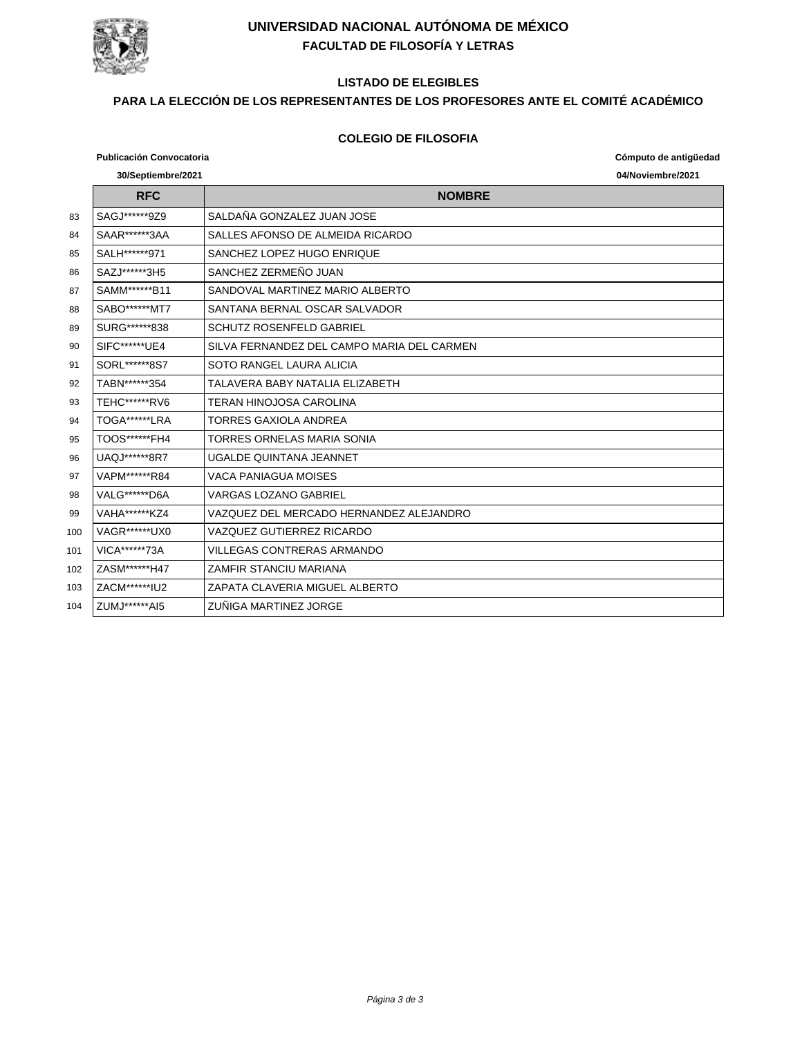# UNIVERSIDAD NACIONAL AUTÓNOMA DE MÉXICO

## FACULTAD DE FILOSOFÍA Y LETRAS

### LISTADO DE ELEGIBLES

### PARA LA ELECCIÓN DE LOS REPRESENTANTES DE LOS PROFESORES ANTE EL COMITÉ ACADÉMICO

### COLEGIO DE FILOSOFIA

**Publicación Convocatoria**
**30/Septiembre/2021**

**Cómputo de antigüedad**
**04/Noviembre/2021**

| | RFC | NOMBRE |
|---|---|---|
| 83 | SAGJ******9Z9 | SALDAÑA GONZALEZ JUAN JOSE |
| 84 | SAAR******3AA | SALLES AFONSO DE ALMEIDA RICARDO |
| 85 | SALH******971 | SANCHEZ LOPEZ HUGO ENRIQUE |
| 86 | SAZJ******3H5 | SANCHEZ ZERMEÑO JUAN |
| 87 | SAMM******B11 | SANDOVAL MARTINEZ MARIO ALBERTO |
| 88 | SABO******MT7 | SANTANA BERNAL OSCAR SALVADOR |
| 89 | SURG******838 | SCHUTZ ROSENFELD GABRIEL |
| 90 | SIFC******UE4 | SILVA FERNANDEZ DEL CAMPO MARIA DEL CARMEN |
| 91 | SORL******8S7 | SOTO RANGEL LAURA ALICIA |
| 92 | TABN******354 | TALAVERA BABY NATALIA ELIZABETH |
| 93 | TEHC******RV6 | TERAN HINOJOSA CAROLINA |
| 94 | TOGA******LRA | TORRES GAXIOLA ANDREA |
| 95 | TOOS******FH4 | TORRES ORNELAS MARIA SONIA |
| 96 | UAQJ******8R7 | UGALDE QUINTANA JEANNET |
| 97 | VAPM******R84 | VACA PANIAGUA MOISES |
| 98 | VALG******D6A | VARGAS LOZANO GABRIEL |
| 99 | VAHA******KZ4 | VAZQUEZ DEL MERCADO HERNANDEZ ALEJANDRO |
| 100 | VAGR******UX0 | VAZQUEZ GUTIERREZ RICARDO |
| 101 | VICA******73A | VILLEGAS CONTRERAS ARMANDO |
| 102 | ZASM******H47 | ZAMFIR STANCIU MARIANA |
| 103 | ZACM******IU2 | ZAPATA CLAVERIA MIGUEL ALBERTO |
| 104 | ZUMJ******AI5 | ZUÑIGA MARTINEZ JORGE |